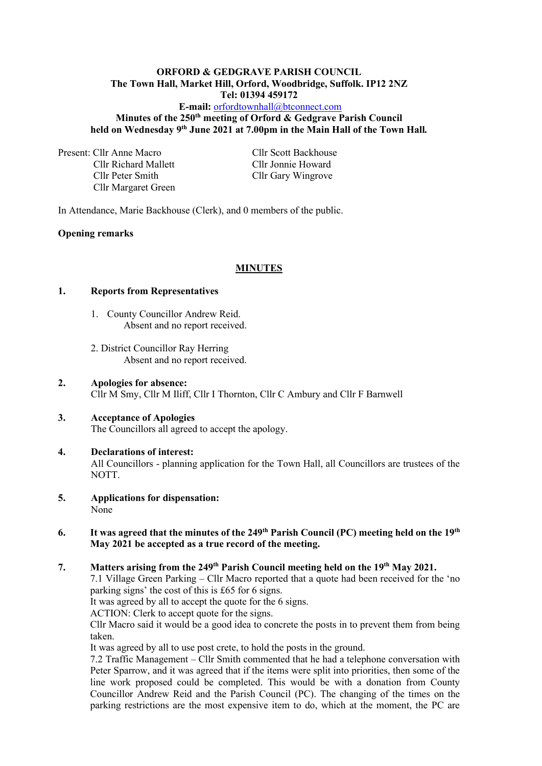**ORFORD & GEDGRAVE PARISH COUNCIL**
**The Town Hall, Market Hill, Orford, Woodbridge, Suffolk. IP12 2NZ**
**Tel: 01394 459172**
**E-mail:** orfordtownhall@btconnect.com
**Minutes of the 250th meeting of Orford & Gedgrave Parish Council**
**held on Wednesday 9th June 2021 at 7.00pm in the Main Hall of the Town Hall.**

Present: Cllr Anne Macro
Cllr Richard Mallett
Cllr Peter Smith
Cllr Margaret Green
Cllr Scott Backhouse
Cllr Jonnie Howard
Cllr Gary Wingrove

In Attendance, Marie Backhouse (Clerk), and 0 members of the public.

**Opening remarks**

## MINUTES

**1. Reports from Representatives**

1. County Councillor Andrew Reid.
   Absent and no report received.

2. District Councillor Ray Herring
   Absent and no report received.

**2. Apologies for absence:**
Cllr M Smy, Cllr M Iliff, Cllr I Thornton, Cllr C Ambury and Cllr F Barnwell

**3. Acceptance of Apologies**
The Councillors all agreed to accept the apology.

**4. Declarations of interest:**
All Councillors - planning application for the Town Hall, all Councillors are trustees of the NOTT.

**5. Applications for dispensation:**
None

**6. It was agreed that the minutes of the 249th Parish Council (PC) meeting held on the 19th May 2021 be accepted as a true record of the meeting.**

**7. Matters arising from the 249th Parish Council meeting held on the 19th May 2021.**
7.1 Village Green Parking – Cllr Macro reported that a quote had been received for the 'no parking signs' the cost of this is £65 for 6 signs.
It was agreed by all to accept the quote for the 6 signs.
ACTION: Clerk to accept quote for the signs.
Cllr Macro said it would be a good idea to concrete the posts in to prevent them from being taken.
It was agreed by all to use post crete, to hold the posts in the ground.
7.2 Traffic Management – Cllr Smith commented that he had a telephone conversation with Peter Sparrow, and it was agreed that if the items were split into priorities, then some of the line work proposed could be completed. This would be with a donation from County Councillor Andrew Reid and the Parish Council (PC). The changing of the times on the parking restrictions are the most expensive item to do, which at the moment, the PC are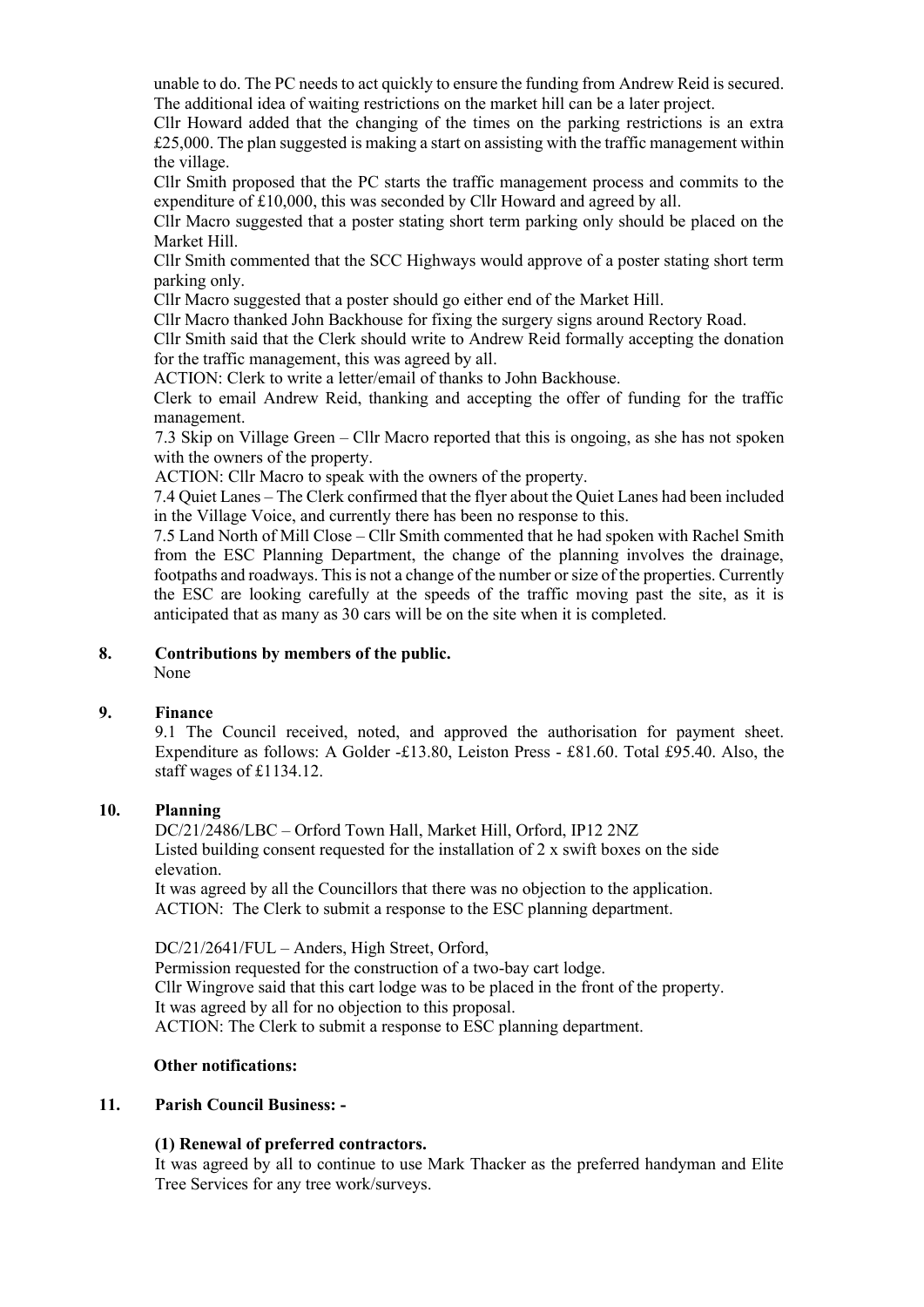unable to do. The PC needs to act quickly to ensure the funding from Andrew Reid is secured. The additional idea of waiting restrictions on the market hill can be a later project.

Cllr Howard added that the changing of the times on the parking restrictions is an extra £25,000. The plan suggested is making a start on assisting with the traffic management within the village.

Cllr Smith proposed that the PC starts the traffic management process and commits to the expenditure of £10,000, this was seconded by Cllr Howard and agreed by all.

Cllr Macro suggested that a poster stating short term parking only should be placed on the Market Hill.

Cllr Smith commented that the SCC Highways would approve of a poster stating short term parking only.

Cllr Macro suggested that a poster should go either end of the Market Hill.

Cllr Macro thanked John Backhouse for fixing the surgery signs around Rectory Road.

Cllr Smith said that the Clerk should write to Andrew Reid formally accepting the donation for the traffic management, this was agreed by all.

ACTION: Clerk to write a letter/email of thanks to John Backhouse.

Clerk to email Andrew Reid, thanking and accepting the offer of funding for the traffic management.

7.3 Skip on Village Green – Cllr Macro reported that this is ongoing, as she has not spoken with the owners of the property.

ACTION: Cllr Macro to speak with the owners of the property.

7.4 Quiet Lanes – The Clerk confirmed that the flyer about the Quiet Lanes had been included in the Village Voice, and currently there has been no response to this.

7.5 Land North of Mill Close – Cllr Smith commented that he had spoken with Rachel Smith from the ESC Planning Department, the change of the planning involves the drainage, footpaths and roadways. This is not a change of the number or size of the properties. Currently the ESC are looking carefully at the speeds of the traffic moving past the site, as it is anticipated that as many as 30 cars will be on the site when it is completed.

## 8. Contributions by members of the public.

None

## 9. Finance

9.1 The Council received, noted, and approved the authorisation for payment sheet. Expenditure as follows: A Golder -£13.80, Leiston Press - £81.60. Total £95.40. Also, the staff wages of £1134.12.

## 10. Planning

DC/21/2486/LBC – Orford Town Hall, Market Hill, Orford, IP12 2NZ
Listed building consent requested for the installation of 2 x swift boxes on the side elevation.
It was agreed by all the Councillors that there was no objection to the application.
ACTION: The Clerk to submit a response to the ESC planning department.

DC/21/2641/FUL – Anders, High Street, Orford,
Permission requested for the construction of a two-bay cart lodge.
Cllr Wingrove said that this cart lodge was to be placed in the front of the property.
It was agreed by all for no objection to this proposal.
ACTION: The Clerk to submit a response to ESC planning department.

**Other notifications:**

## 11. Parish Council Business: -

**(1) Renewal of preferred contractors.**

It was agreed by all to continue to use Mark Thacker as the preferred handyman and Elite Tree Services for any tree work/surveys.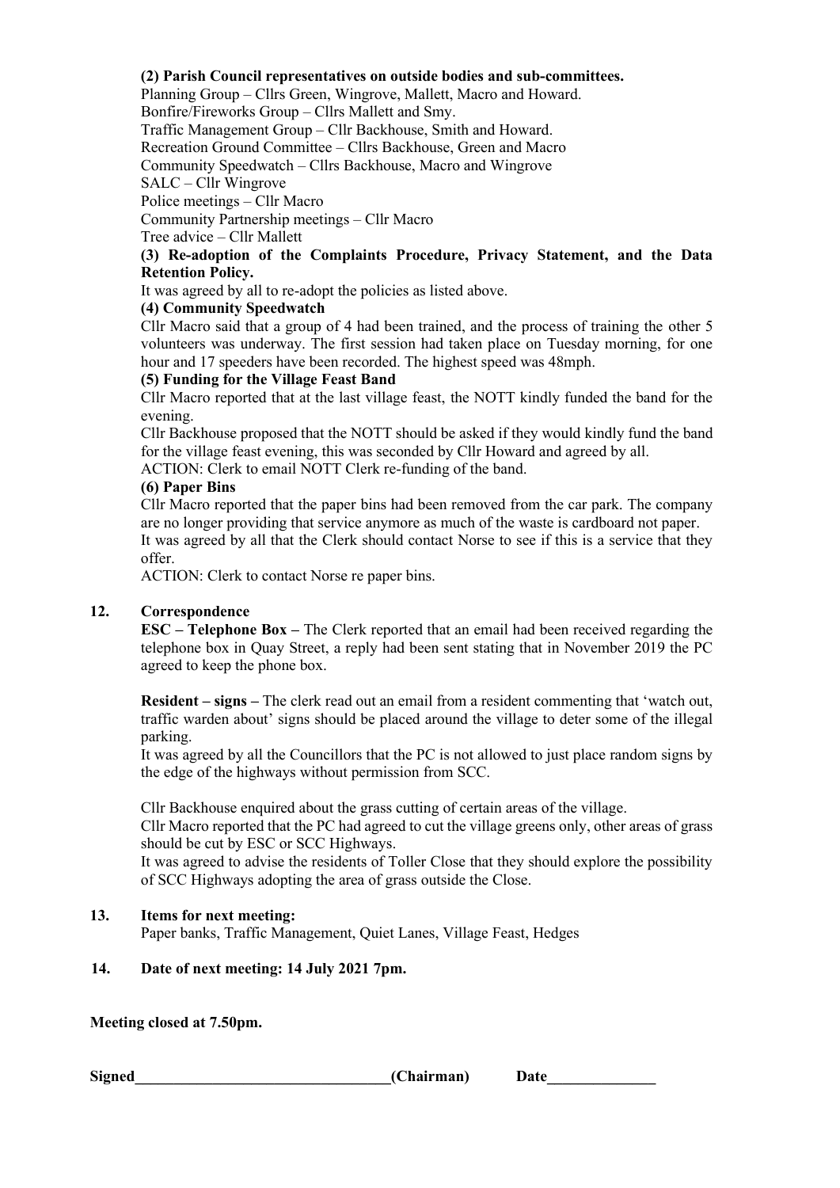**(2) Parish Council representatives on outside bodies and sub-committees.**

Planning Group – Cllrs Green, Wingrove, Mallett, Macro and Howard.
Bonfire/Fireworks Group – Cllrs Mallett and Smy.
Traffic Management Group – Cllr Backhouse, Smith and Howard.
Recreation Ground Committee – Cllrs Backhouse, Green and Macro
Community Speedwatch – Cllrs Backhouse, Macro and Wingrove
SALC – Cllr Wingrove
Police meetings – Cllr Macro
Community Partnership meetings – Cllr Macro
Tree advice – Cllr Mallett

**(3) Re-adoption of the Complaints Procedure, Privacy Statement, and the Data Retention Policy.**

It was agreed by all to re-adopt the policies as listed above.

**(4) Community Speedwatch**

Cllr Macro said that a group of 4 had been trained, and the process of training the other 5 volunteers was underway. The first session had taken place on Tuesday morning, for one hour and 17 speeders have been recorded. The highest speed was 48mph.

**(5) Funding for the Village Feast Band**

Cllr Macro reported that at the last village feast, the NOTT kindly funded the band for the evening.

Cllr Backhouse proposed that the NOTT should be asked if they would kindly fund the band for the village feast evening, this was seconded by Cllr Howard and agreed by all.

ACTION: Clerk to email NOTT Clerk re-funding of the band.

**(6) Paper Bins**

Cllr Macro reported that the paper bins had been removed from the car park. The company are no longer providing that service anymore as much of the waste is cardboard not paper.

It was agreed by all that the Clerk should contact Norse to see if this is a service that they offer.

ACTION: Clerk to contact Norse re paper bins.

## 12. Correspondence

**ESC – Telephone Box –** The Clerk reported that an email had been received regarding the telephone box in Quay Street, a reply had been sent stating that in November 2019 the PC agreed to keep the phone box.

**Resident – signs –** The clerk read out an email from a resident commenting that 'watch out, traffic warden about' signs should be placed around the village to deter some of the illegal parking.

It was agreed by all the Councillors that the PC is not allowed to just place random signs by the edge of the highways without permission from SCC.

Cllr Backhouse enquired about the grass cutting of certain areas of the village.

Cllr Macro reported that the PC had agreed to cut the village greens only, other areas of grass should be cut by ESC or SCC Highways.

It was agreed to advise the residents of Toller Close that they should explore the possibility of SCC Highways adopting the area of grass outside the Close.

## 13. Items for next meeting:

Paper banks, Traffic Management, Quiet Lanes, Village Feast, Hedges

## 14. Date of next meeting: 14 July 2021 7pm.

**Meeting closed at 7.50pm.**

**Signed_________________________________(Chairman) Date______________**